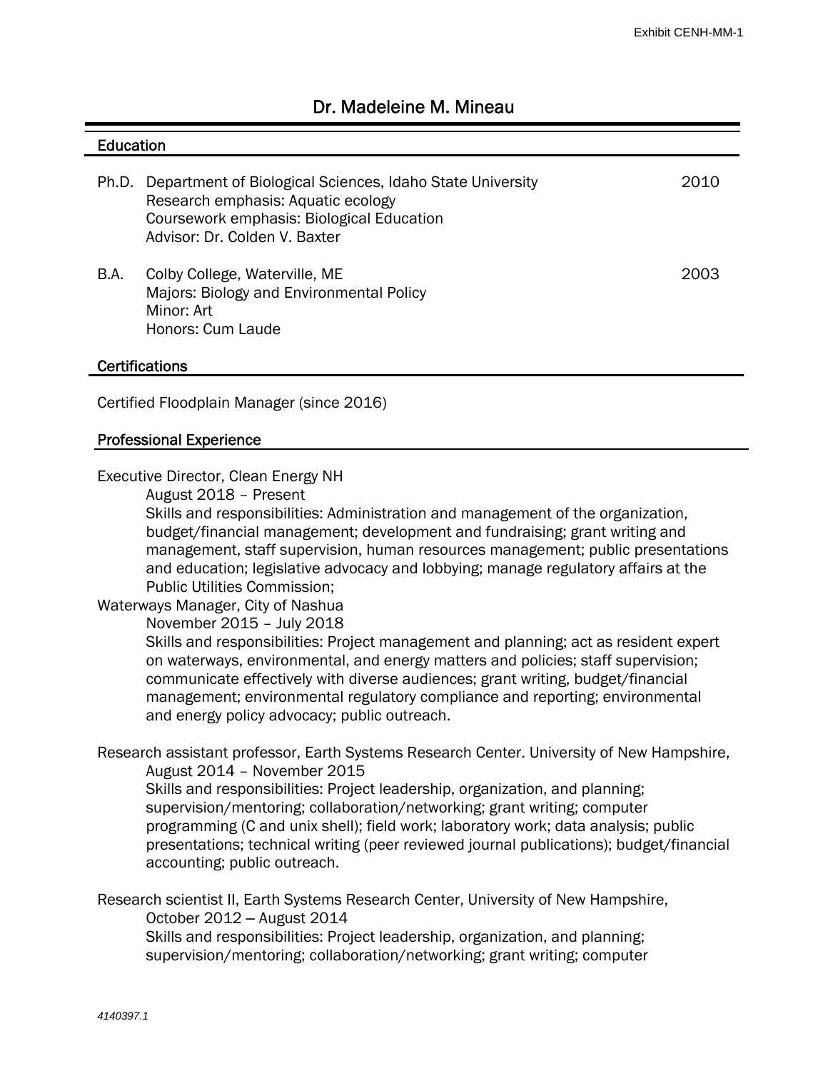# Dr. Madeleine M. Mineau

## Education

**Ph.D.** Department of Biological Sciences, Idaho State University — 2010
Research emphasis: Aquatic ecology
Coursework emphasis: Biological Education
Advisor: Dr. Colden V. Baxter

**B.A.** Colby College, Waterville, ME — 2003
Majors: Biology and Environmental Policy
Minor: Art
Honors: Cum Laude

## Certifications

Certified Floodplain Manager (since 2016)

## Professional Experience

Executive Director, Clean Energy NH
August 2018 – Present
Skills and responsibilities: Administration and management of the organization, budget/financial management; development and fundraising; grant writing and management, staff supervision, human resources management; public presentations and education; legislative advocacy and lobbying; manage regulatory affairs at the Public Utilities Commission;

Waterways Manager, City of Nashua
November 2015 – July 2018
Skills and responsibilities: Project management and planning; act as resident expert on waterways, environmental, and energy matters and policies; staff supervision; communicate effectively with diverse audiences; grant writing, budget/financial management; environmental regulatory compliance and reporting; environmental and energy policy advocacy; public outreach.

Research assistant professor, Earth Systems Research Center. University of New Hampshire,
August 2014 – November 2015
Skills and responsibilities: Project leadership, organization, and planning; supervision/mentoring; collaboration/networking; grant writing; computer programming (C and unix shell); field work; laboratory work; data analysis; public presentations; technical writing (peer reviewed journal publications); budget/financial accounting; public outreach.

Research scientist II, Earth Systems Research Center, University of New Hampshire,
October 2012 – August 2014
Skills and responsibilities: Project leadership, organization, and planning; supervision/mentoring; collaboration/networking; grant writing; computer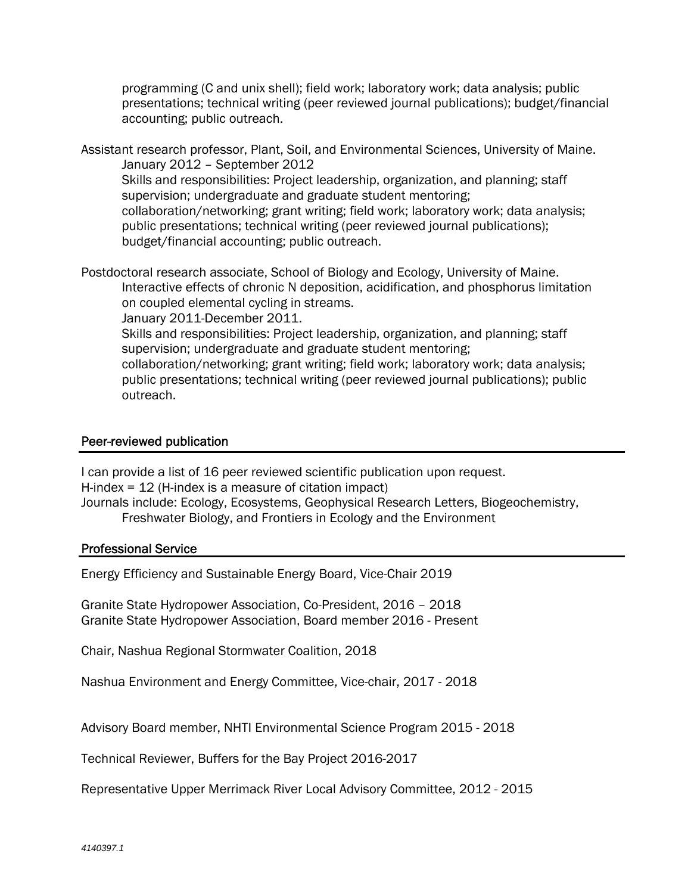programming (C and unix shell); field work; laboratory work; data analysis; public presentations; technical writing (peer reviewed journal publications); budget/financial accounting; public outreach.

Assistant research professor, Plant, Soil, and Environmental Sciences, University of Maine.
January 2012 – September 2012
Skills and responsibilities: Project leadership, organization, and planning; staff supervision; undergraduate and graduate student mentoring; collaboration/networking; grant writing; field work; laboratory work; data analysis; public presentations; technical writing (peer reviewed journal publications); budget/financial accounting; public outreach.

Postdoctoral research associate, School of Biology and Ecology, University of Maine.
Interactive effects of chronic N deposition, acidification, and phosphorus limitation on coupled elemental cycling in streams.
January 2011-December 2011.
Skills and responsibilities: Project leadership, organization, and planning; staff supervision; undergraduate and graduate student mentoring; collaboration/networking; grant writing; field work; laboratory work; data analysis; public presentations; technical writing (peer reviewed journal publications); public outreach.

## Peer-reviewed publication

I can provide a list of 16 peer reviewed scientific publication upon request.
H-index = 12 (H-index is a measure of citation impact)
Journals include: Ecology, Ecosystems, Geophysical Research Letters, Biogeochemistry, Freshwater Biology, and Frontiers in Ecology and the Environment

## Professional Service

Energy Efficiency and Sustainable Energy Board, Vice-Chair 2019

Granite State Hydropower Association, Co-President, 2016 – 2018
Granite State Hydropower Association, Board member 2016 - Present

Chair, Nashua Regional Stormwater Coalition, 2018

Nashua Environment and Energy Committee, Vice-chair, 2017 - 2018

Advisory Board member, NHTI Environmental Science Program 2015 - 2018

Technical Reviewer, Buffers for the Bay Project 2016-2017

Representative Upper Merrimack River Local Advisory Committee, 2012 - 2015